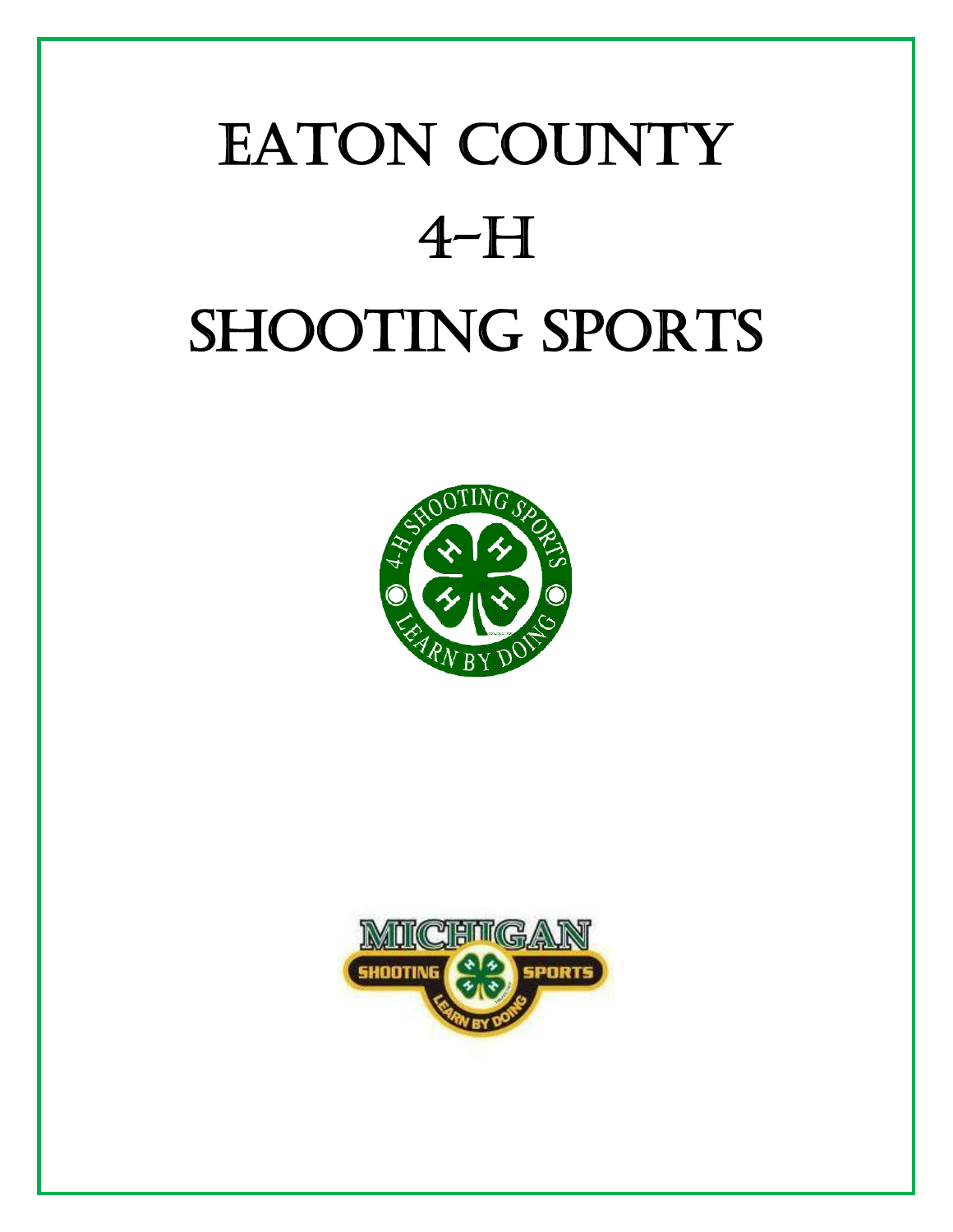# Eaton County

# 4-H

# Shooting Sports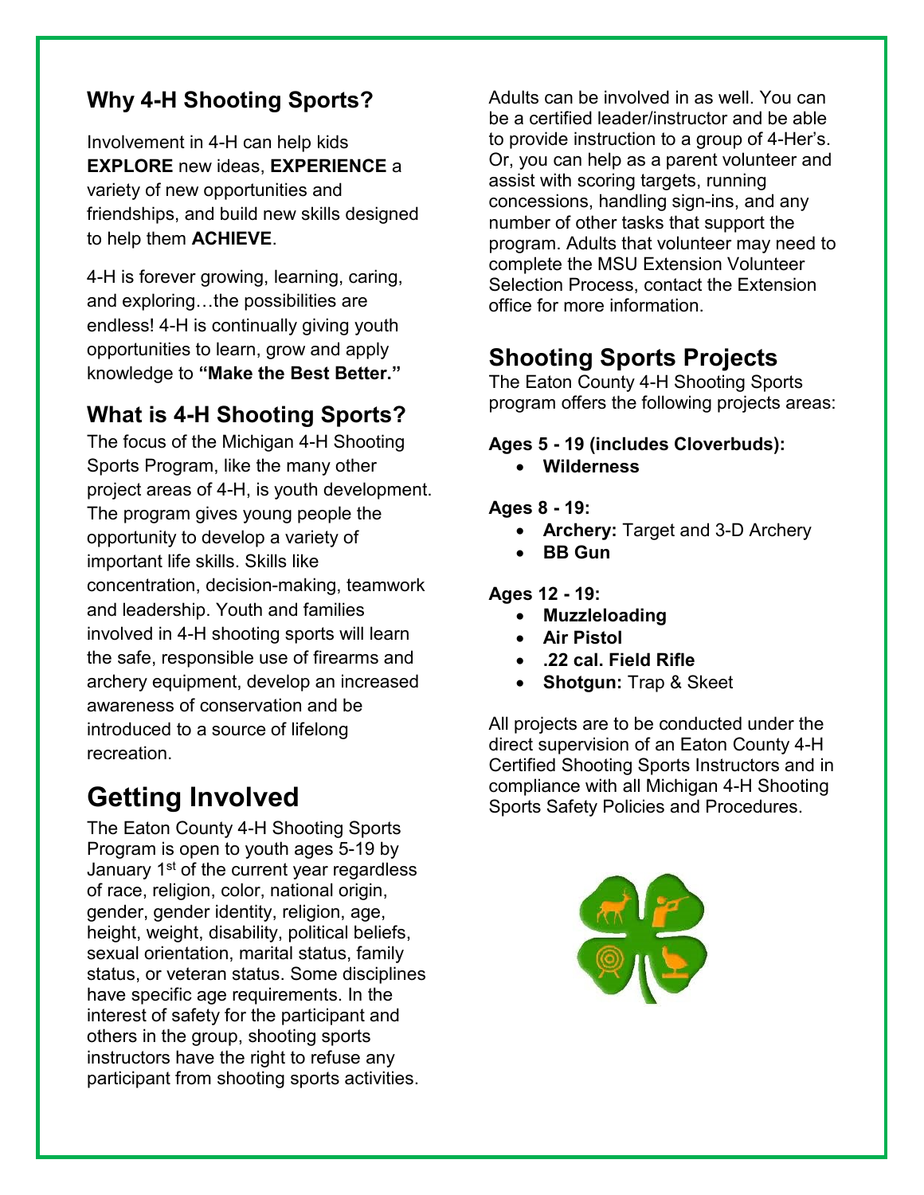## Why 4-H Shooting Sports?

Involvement in 4-H can help kids **EXPLORE** new ideas, **EXPERIENCE** a variety of new opportunities and friendships, and build new skills designed to help them **ACHIEVE**.

4-H is forever growing, learning, caring, and exploring…the possibilities are endless! 4-H is continually giving youth opportunities to learn, grow and apply knowledge to **"Make the Best Better."**

## What is 4-H Shooting Sports?

The focus of the Michigan 4-H Shooting Sports Program, like the many other project areas of 4-H, is youth development. The program gives young people the opportunity to develop a variety of important life skills. Skills like concentration, decision-making, teamwork and leadership. Youth and families involved in 4-H shooting sports will learn the safe, responsible use of firearms and archery equipment, develop an increased awareness of conservation and be introduced to a source of lifelong recreation.

# Getting Involved

The Eaton County 4-H Shooting Sports Program is open to youth ages 5-19 by January 1st of the current year regardless of race, religion, color, national origin, gender, gender identity, religion, age, height, weight, disability, political beliefs, sexual orientation, marital status, family status, or veteran status. Some disciplines have specific age requirements. In the interest of safety for the participant and others in the group, shooting sports instructors have the right to refuse any participant from shooting sports activities.

Adults can be involved in as well. You can be a certified leader/instructor and be able to provide instruction to a group of 4-Her's. Or, you can help as a parent volunteer and assist with scoring targets, running concessions, handling sign-ins, and any number of other tasks that support the program. Adults that volunteer may need to complete the MSU Extension Volunteer Selection Process, contact the Extension office for more information.

## Shooting Sports Projects

The Eaton County 4-H Shooting Sports program offers the following projects areas:

**Ages 5 - 19 (includes Cloverbuds):**

- **Wilderness**

**Ages 8 - 19:**

- **Archery:** Target and 3-D Archery
- **BB Gun**

**Ages 12 - 19:**

- **Muzzleloading**
- **Air Pistol**
- **.22 cal. Field Rifle**
- **Shotgun:** Trap & Skeet

All projects are to be conducted under the direct supervision of an Eaton County 4-H Certified Shooting Sports Instructors and in compliance with all Michigan 4-H Shooting Sports Safety Policies and Procedures.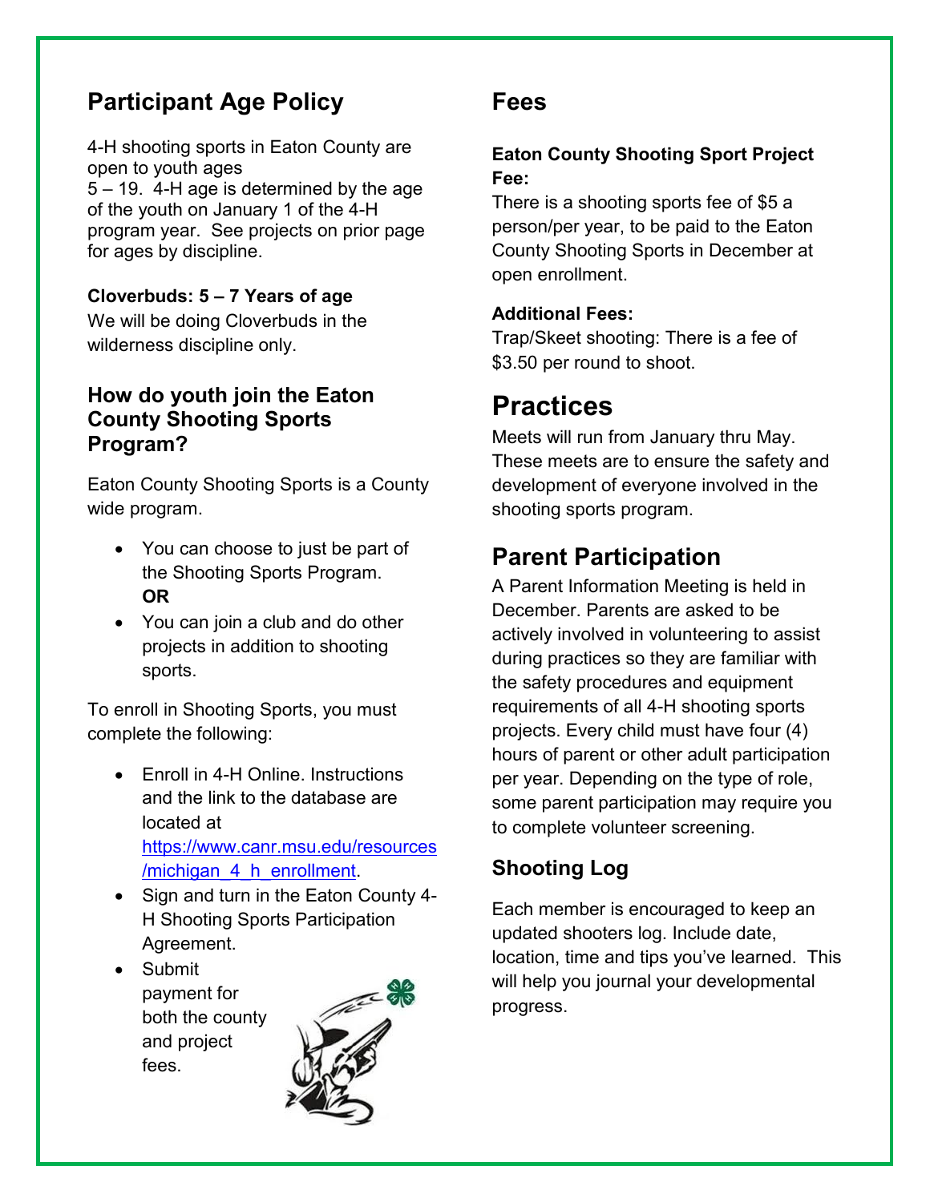## Participant Age Policy

4-H shooting sports in Eaton County are open to youth ages 5 – 19. 4-H age is determined by the age of the youth on January 1 of the 4-H program year. See projects on prior page for ages by discipline.

**Cloverbuds: 5 – 7 Years of age**

We will be doing Cloverbuds in the wilderness discipline only.

### How do youth join the Eaton County Shooting Sports Program?

Eaton County Shooting Sports is a County wide program.

- You can choose to just be part of the Shooting Sports Program. **OR**
- You can join a club and do other projects in addition to shooting sports.

To enroll in Shooting Sports, you must complete the following:

- Enroll in 4-H Online. Instructions and the link to the database are located at [https://www.canr.msu.edu/resources/michigan_4_h_enrollment](https://www.canr.msu.edu/resources/michigan_4_h_enrollment).
- Sign and turn in the Eaton County 4-H Shooting Sports Participation Agreement.
- Submit payment for both the county and project fees.

## Fees

**Eaton County Shooting Sport Project Fee:**

There is a shooting sports fee of $5 a person/per year, to be paid to the Eaton County Shooting Sports in December at open enrollment.

**Additional Fees:**

Trap/Skeet shooting: There is a fee of $3.50 per round to shoot.

# Practices

Meets will run from January thru May. These meets are to ensure the safety and development of everyone involved in the shooting sports program.

## Parent Participation

A Parent Information Meeting is held in December. Parents are asked to be actively involved in volunteering to assist during practices so they are familiar with the safety procedures and equipment requirements of all 4-H shooting sports projects. Every child must have four (4) hours of parent or other adult participation per year. Depending on the type of role, some parent participation may require you to complete volunteer screening.

### Shooting Log

Each member is encouraged to keep an updated shooters log. Include date, location, time and tips you've learned. This will help you journal your developmental progress.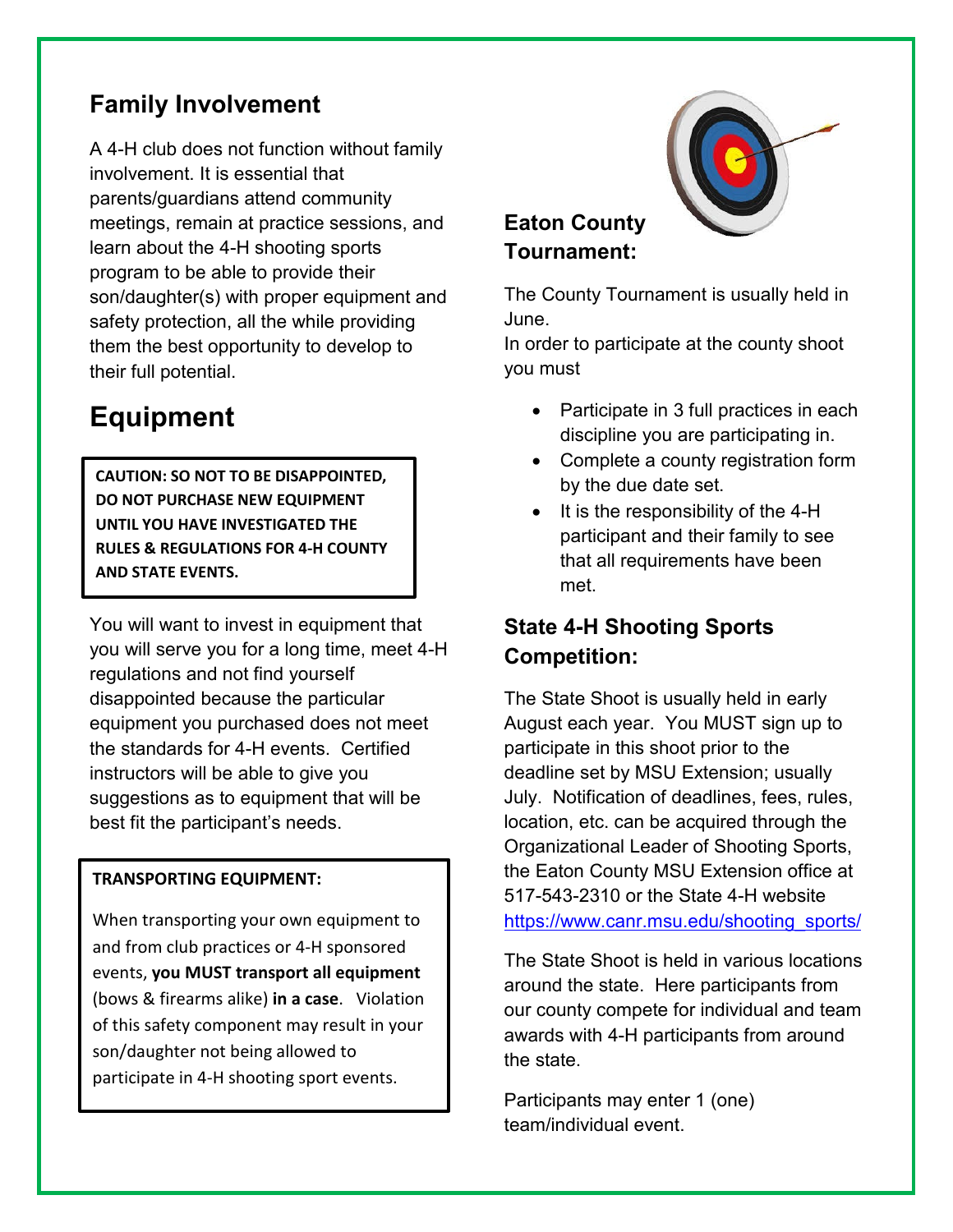## Family Involvement

A 4-H club does not function without family involvement. It is essential that parents/guardians attend community meetings, remain at practice sessions, and learn about the 4-H shooting sports program to be able to provide their son/daughter(s) with proper equipment and safety protection, all the while providing them the best opportunity to develop to their full potential.

# Equipment

**CAUTION: SO NOT TO BE DISAPPOINTED, DO NOT PURCHASE NEW EQUIPMENT UNTIL YOU HAVE INVESTIGATED THE RULES & REGULATIONS FOR 4-H COUNTY AND STATE EVENTS.**

You will want to invest in equipment that you will serve you for a long time, meet 4-H regulations and not find yourself disappointed because the particular equipment you purchased does not meet the standards for 4-H events. Certified instructors will be able to give you suggestions as to equipment that will be best fit the participant's needs.

**TRANSPORTING EQUIPMENT:**

When transporting your own equipment to and from club practices or 4-H sponsored events, **you MUST transport all equipment** (bows & firearms alike) **in a case**. Violation of this safety component may result in your son/daughter not being allowed to participate in 4-H shooting sport events.

### Eaton County Tournament:

The County Tournament is usually held in June.
In order to participate at the county shoot you must

- Participate in 3 full practices in each discipline you are participating in.
- Complete a county registration form by the due date set.
- It is the responsibility of the 4-H participant and their family to see that all requirements have been met.

### State 4-H Shooting Sports Competition:

The State Shoot is usually held in early August each year. You MUST sign up to participate in this shoot prior to the deadline set by MSU Extension; usually July. Notification of deadlines, fees, rules, location, etc. can be acquired through the Organizational Leader of Shooting Sports, the Eaton County MSU Extension office at 517-543-2310 or the State 4-H website https://www.canr.msu.edu/shooting_sports/

The State Shoot is held in various locations around the state. Here participants from our county compete for individual and team awards with 4-H participants from around the state.

Participants may enter 1 (one) team/individual event.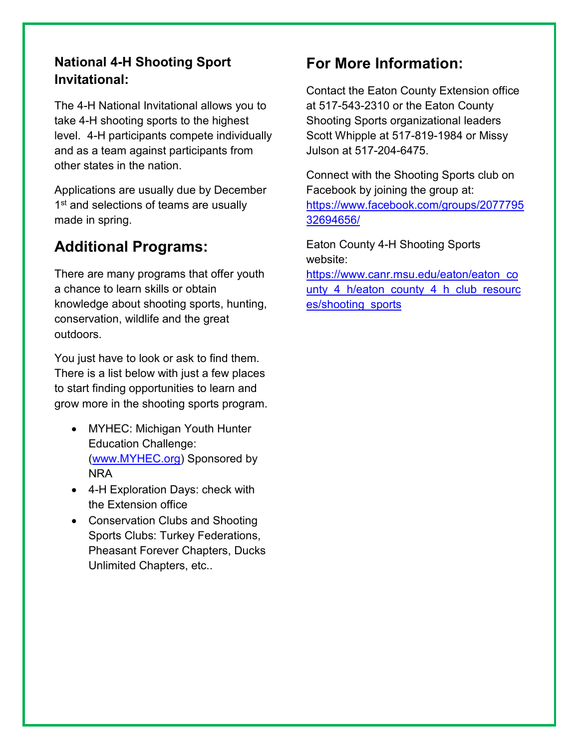### National 4-H Shooting Sport Invitational:

The 4-H National Invitational allows you to take 4-H shooting sports to the highest level. 4-H participants compete individually and as a team against participants from other states in the nation.

Applications are usually due by December 1st and selections of teams are usually made in spring.

## Additional Programs:

There are many programs that offer youth a chance to learn skills or obtain knowledge about shooting sports, hunting, conservation, wildlife and the great outdoors.

You just have to look or ask to find them. There is a list below with just a few places to start finding opportunities to learn and grow more in the shooting sports program.

- MYHEC: Michigan Youth Hunter Education Challenge: (www.MYHEC.org) Sponsored by NRA
- 4-H Exploration Days: check with the Extension office
- Conservation Clubs and Shooting Sports Clubs: Turkey Federations, Pheasant Forever Chapters, Ducks Unlimited Chapters, etc..

## For More Information:

Contact the Eaton County Extension office at 517-543-2310 or the Eaton County Shooting Sports organizational leaders Scott Whipple at 517-819-1984 or Missy Julson at 517-204-6475.

Connect with the Shooting Sports club on Facebook by joining the group at: https://www.facebook.com/groups/207779532694656/

Eaton County 4-H Shooting Sports website: https://www.canr.msu.edu/eaton/eaton_county_4_h/eaton_county_4_h_club_resources/shooting_sports